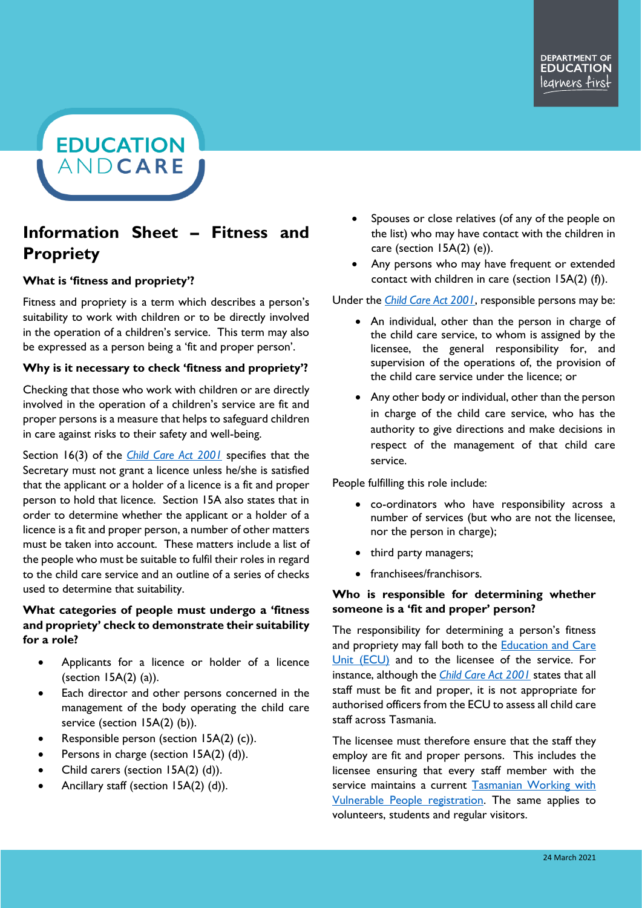DEPARTMENT OF EDUCATION learners first

EDUCATION AND CARE

# Information Sheet – Fitness and Propriety

### What is 'fitness and propriety'?

Fitness and propriety is a term which describes a person's suitability to work with children or to be directly involved in the operation of a children's service. This term may also be expressed as a person being a 'fit and proper person'.

### Why is it necessary to check 'fitness and propriety'?

Checking that those who work with children or are directly involved in the operation of a children's service are fit and proper persons is a measure that helps to safeguard children in care against risks to their safety and well-being.

Section 16(3) of the *Child Care Act 2001* specifies that the Secretary must not grant a licence unless he/she is satisfied that the applicant or a holder of a licence is a fit and proper person to hold that licence. Section 15A also states that in order to determine whether the applicant or a holder of a licence is a fit and proper person, a number of other matters must be taken into account. These matters include a list of the people who must be suitable to fulfil their roles in regard to the child care service and an outline of a series of checks used to determine that suitability.

### What categories of people must undergo a 'fitness and propriety' check to demonstrate their suitability for a role?

- Applicants for a licence or holder of a licence (section 15A(2) (a)).
- Each director and other persons concerned in the management of the body operating the child care service (section 15A(2) (b)).
- Responsible person (section 15A(2) (c)).
- Persons in charge (section 15A(2) (d)).
- Child carers (section 15A(2) (d)).
- Ancillary staff (section 15A(2) (d)).
- Spouses or close relatives (of any of the people on the list) who may have contact with the children in care (section 15A(2) (e)).
- Any persons who may have frequent or extended contact with children in care (section 15A(2) (f)).

Under the *Child Care Act 2001*, responsible persons may be:

- An individual, other than the person in charge of the child care service, to whom is assigned by the licensee, the general responsibility for, and supervision of the operations of, the provision of the child care service under the licence; or
- Any other body or individual, other than the person in charge of the child care service, who has the authority to give directions and make decisions in respect of the management of that child care service.

People fulfilling this role include:

- co-ordinators who have responsibility across a number of services (but who are not the licensee, nor the person in charge);
- third party managers;
- franchisees/franchisors.

### Who is responsible for determining whether someone is a 'fit and proper' person?

The responsibility for determining a person's fitness and propriety may fall both to the Education and Care Unit (ECU) and to the licensee of the service. For instance, although the *Child Care Act 2001* states that all staff must be fit and proper, it is not appropriate for authorised officers from the ECU to assess all child care staff across Tasmania.

The licensee must therefore ensure that the staff they employ are fit and proper persons. This includes the licensee ensuring that every staff member with the service maintains a current Tasmanian Working with Vulnerable People registration. The same applies to volunteers, students and regular visitors.

24 March 2021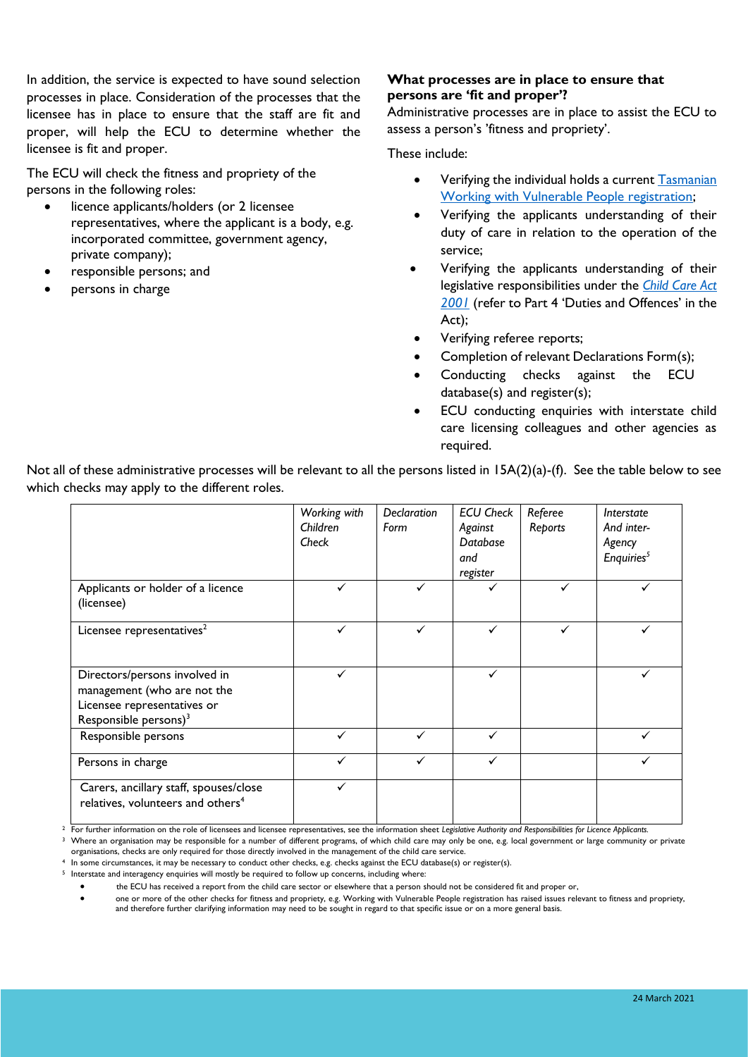In addition, the service is expected to have sound selection processes in place. Consideration of the processes that the licensee has in place to ensure that the staff are fit and proper, will help the ECU to determine whether the licensee is fit and proper.

The ECU will check the fitness and propriety of the persons in the following roles:

- licence applicants/holders (or 2 licensee representatives, where the applicant is a body, e.g. incorporated committee, government agency, private company);
- responsible persons; and
- persons in charge

**What processes are in place to ensure that persons are 'fit and proper'?**

Administrative processes are in place to assist the ECU to assess a person's 'fitness and propriety'.

These include:

- Verifying the individual holds a current [Tasmanian Working with Vulnerable People registration](#);
- Verifying the applicants understanding of their duty of care in relation to the operation of the service;
- Verifying the applicants understanding of their legislative responsibilities under the *[Child Care Act 2001](#)* (refer to Part 4 'Duties and Offences' in the Act);
- Verifying referee reports;
- Completion of relevant Declarations Form(s);
- Conducting checks against the ECU database(s) and register(s);
- ECU conducting enquiries with interstate child care licensing colleagues and other agencies as required.

Not all of these administrative processes will be relevant to all the persons listed in 15A(2)(a)-(f). See the table below to see which checks may apply to the different roles.

| | *Working with Children Check* | *Declaration Form* | *ECU Check Against Database and register* | *Referee Reports* | *Interstate And inter-Agency Enquiries*[5] |
|---|---|---|---|---|---|
| Applicants or holder of a licence (licensee) | ✓ | ✓ | ✓ | ✓ | ✓ |
| Licensee representatives[2] | ✓ | ✓ | ✓ | ✓ | ✓ |
| Directors/persons involved in management (who are not the Licensee representatives or Responsible persons)[3] | ✓ | | ✓ | | ✓ |
| Responsible persons | ✓ | ✓ | ✓ | | ✓ |
| Persons in charge | ✓ | ✓ | ✓ | | ✓ |
| Carers, ancillary staff, spouses/close relatives, volunteers and others[4] | ✓ | | | | |

[2] For further information on the role of licensees and licensee representatives, see the information sheet *Legislative Authority and Responsibilities for Licence Applicants.*

[3] Where an organisation may be responsible for a number of different programs, of which child care may only be one, e.g. local government or large community or private organisations, checks are only required for those directly involved in the management of the child care service.

[4] In some circumstances, it may be necessary to conduct other checks, e.g. checks against the ECU database(s) or register(s).

[5] Interstate and interagency enquiries will mostly be required to follow up concerns, including where:

- the ECU has received a report from the child care sector or elsewhere that a person should not be considered fit and proper or,
- one or more of the other checks for fitness and propriety, e.g. Working with Vulnerable People registration has raised issues relevant to fitness and propriety, and therefore further clarifying information may need to be sought in regard to that specific issue or on a more general basis.

24 March 2021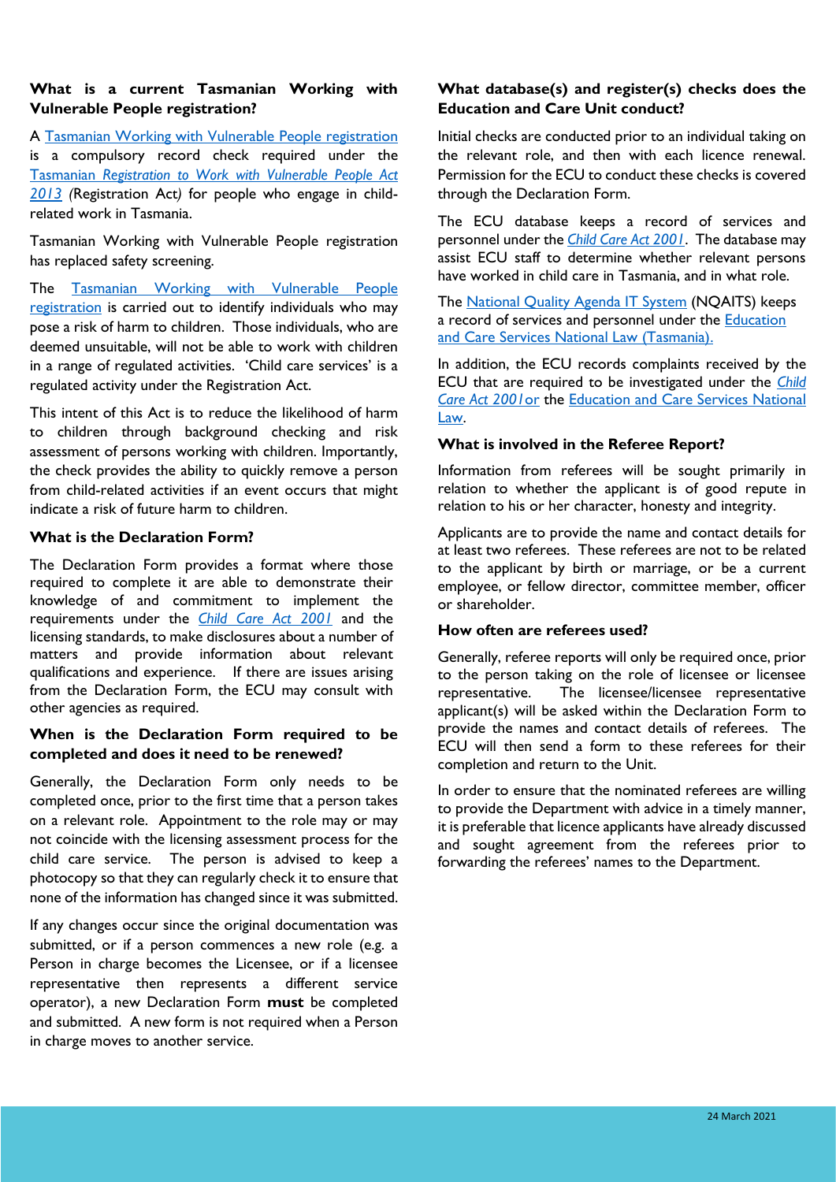### What is a current Tasmanian Working with Vulnerable People registration?

A Tasmanian Working with Vulnerable People registration is a compulsory record check required under the *Tasmanian Registration to Work with Vulnerable People Act 2013 (*Registration Act*)* for people who engage in child-related work in Tasmania.

Tasmanian Working with Vulnerable People registration has replaced safety screening.

The Tasmanian Working with Vulnerable People registration is carried out to identify individuals who may pose a risk of harm to children. Those individuals, who are deemed unsuitable, will not be able to work with children in a range of regulated activities. 'Child care services' is a regulated activity under the Registration Act.

This intent of this Act is to reduce the likelihood of harm to children through background checking and risk assessment of persons working with children. Importantly, the check provides the ability to quickly remove a person from child-related activities if an event occurs that might indicate a risk of future harm to children.

### What is the Declaration Form?

The Declaration Form provides a format where those required to complete it are able to demonstrate their knowledge of and commitment to implement the requirements under the *Child Care Act 2001* and the licensing standards, to make disclosures about a number of matters and provide information about relevant qualifications and experience. If there are issues arising from the Declaration Form, the ECU may consult with other agencies as required.

### When is the Declaration Form required to be completed and does it need to be renewed?

Generally, the Declaration Form only needs to be completed once, prior to the first time that a person takes on a relevant role. Appointment to the role may or may not coincide with the licensing assessment process for the child care service. The person is advised to keep a photocopy so that they can regularly check it to ensure that none of the information has changed since it was submitted.

If any changes occur since the original documentation was submitted, or if a person commences a new role (e.g. a Person in charge becomes the Licensee, or if a licensee representative then represents a different service operator), a new Declaration Form **must** be completed and submitted. A new form is not required when a Person in charge moves to another service.

### What database(s) and register(s) checks does the Education and Care Unit conduct?

Initial checks are conducted prior to an individual taking on the relevant role, and then with each licence renewal. Permission for the ECU to conduct these checks is covered through the Declaration Form.

The ECU database keeps a record of services and personnel under the *Child Care Act 2001*. The database may assist ECU staff to determine whether relevant persons have worked in child care in Tasmania, and in what role.

The National Quality Agenda IT System (NQAITS) keeps a record of services and personnel under the Education and Care Services National Law (Tasmania).

In addition, the ECU records complaints received by the ECU that are required to be investigated under the *Child Care Act 2001* or the Education and Care Services National Law.

### What is involved in the Referee Report?

Information from referees will be sought primarily in relation to whether the applicant is of good repute in relation to his or her character, honesty and integrity.

Applicants are to provide the name and contact details for at least two referees. These referees are not to be related to the applicant by birth or marriage, or be a current employee, or fellow director, committee member, officer or shareholder.

### How often are referees used?

Generally, referee reports will only be required once, prior to the person taking on the role of licensee or licensee representative. The licensee/licensee representative applicant(s) will be asked within the Declaration Form to provide the names and contact details of referees. The ECU will then send a form to these referees for their completion and return to the Unit.

In order to ensure that the nominated referees are willing to provide the Department with advice in a timely manner, it is preferable that licence applicants have already discussed and sought agreement from the referees prior to forwarding the referees' names to the Department.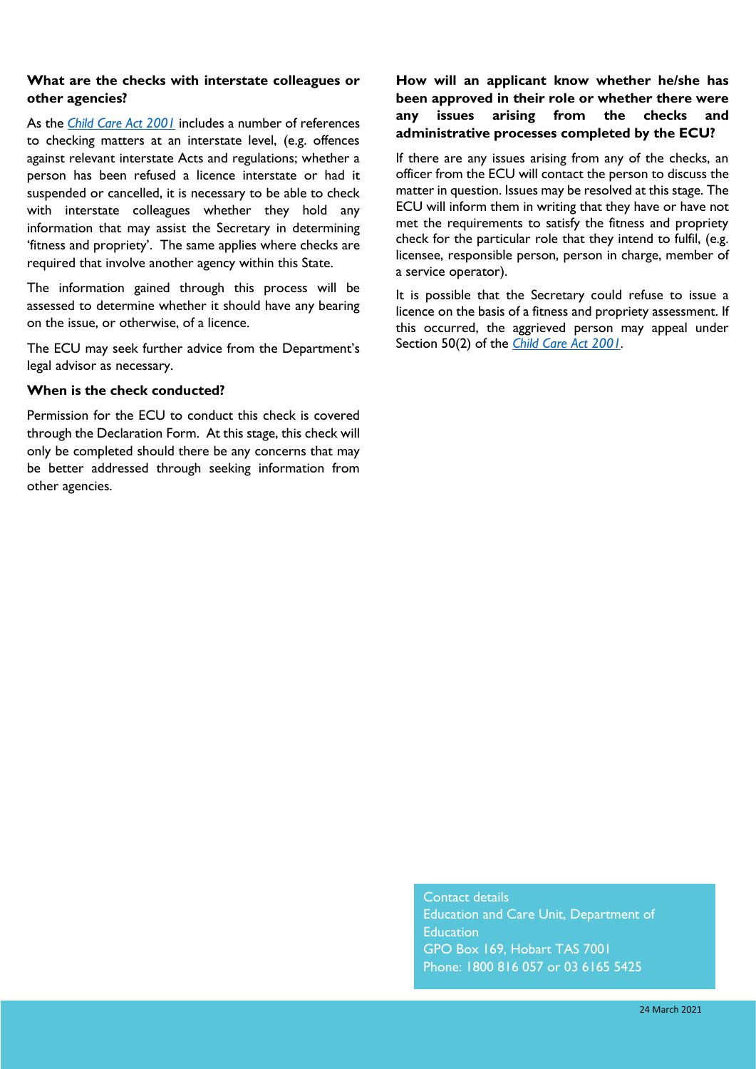### What are the checks with interstate colleagues or other agencies?

As the *Child Care Act 2001* includes a number of references to checking matters at an interstate level, (e.g. offences against relevant interstate Acts and regulations; whether a person has been refused a licence interstate or had it suspended or cancelled, it is necessary to be able to check with interstate colleagues whether they hold any information that may assist the Secretary in determining 'fitness and propriety'. The same applies where checks are required that involve another agency within this State.

The information gained through this process will be assessed to determine whether it should have any bearing on the issue, or otherwise, of a licence.

The ECU may seek further advice from the Department's legal advisor as necessary.

### When is the check conducted?

Permission for the ECU to conduct this check is covered through the Declaration Form. At this stage, this check will only be completed should there be any concerns that may be better addressed through seeking information from other agencies.

### How will an applicant know whether he/she has been approved in their role or whether there were any issues arising from the checks and administrative processes completed by the ECU?

If there are any issues arising from any of the checks, an officer from the ECU will contact the person to discuss the matter in question. Issues may be resolved at this stage. The ECU will inform them in writing that they have or have not met the requirements to satisfy the fitness and propriety check for the particular role that they intend to fulfil, (e.g. licensee, responsible person, person in charge, member of a service operator).

It is possible that the Secretary could refuse to issue a licence on the basis of a fitness and propriety assessment. If this occurred, the aggrieved person may appeal under Section 50(2) of the *Child Care Act 2001*.

Contact details
Education and Care Unit, Department of Education
GPO Box 169, Hobart TAS 7001
Phone: 1800 816 057 or 03 6165 5425

24 March 2021